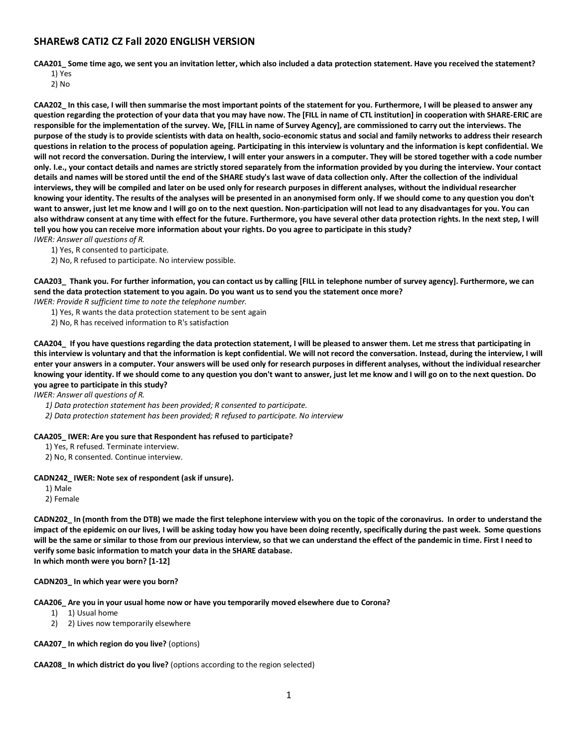# SHAREw8 CATI2 CZ Fall 2020 ENGLISH VERSION

**CAA201_ Some time ago, we sent you an invitation letter, which also included a data protection statement. Have you received the statement?**

1) Yes
2) No

**CAA202_ In this case, I will then summarise the most important points of the statement for you. Furthermore, I will be pleased to answer any question regarding the protection of your data that you may have now. The [FILL in name of CTL institution] in cooperation with SHARE-ERIC are responsible for the implementation of the survey. We, [FILL in name of Survey Agency], are commissioned to carry out the interviews. The purpose of the study is to provide scientists with data on health, socio-economic status and social and family networks to address their research questions in relation to the process of population ageing. Participating in this interview is voluntary and the information is kept confidential. We will not record the conversation. During the interview, I will enter your answers in a computer. They will be stored together with a code number only. I.e., your contact details and names are strictly stored separately from the information provided by you during the interview. Your contact details and names will be stored until the end of the SHARE study's last wave of data collection only. After the collection of the individual interviews, they will be compiled and later on be used only for research purposes in different analyses, without the individual researcher knowing your identity. The results of the analyses will be presented in an anonymised form only. If we should come to any question you don't want to answer, just let me know and I will go on to the next question. Non-participation will not lead to any disadvantages for you. You can also withdraw consent at any time with effect for the future. Furthermore, you have several other data protection rights. In the next step, I will tell you how you can receive more information about your rights. Do you agree to participate in this study?**

*IWER: Answer all questions of R.*

1) Yes, R consented to participate.
2) No, R refused to participate. No interview possible.

**CAA203_ Thank you. For further information, you can contact us by calling [FILL in telephone number of survey agency]. Furthermore, we can send the data protection statement to you again. Do you want us to send you the statement once more?**

*IWER: Provide R sufficient time to note the telephone number.*

1) Yes, R wants the data protection statement to be sent again
2) No, R has received information to R's satisfaction

**CAA204_ If you have questions regarding the data protection statement, I will be pleased to answer them. Let me stress that participating in this interview is voluntary and that the information is kept confidential. We will not record the conversation. Instead, during the interview, I will enter your answers in a computer. Your answers will be used only for research purposes in different analyses, without the individual researcher knowing your identity. If we should come to any question you don't want to answer, just let me know and I will go on to the next question. Do you agree to participate in this study?**

*IWER: Answer all questions of R.*

*1) Data protection statement has been provided; R consented to participate.*
*2) Data protection statement has been provided; R refused to participate. No interview*

**CAA205_ IWER: Are you sure that Respondent has refused to participate?**

1) Yes, R refused. Terminate interview.
2) No, R consented. Continue interview.

**CADN242_ IWER: Note sex of respondent (ask if unsure).**

1) Male
2) Female

**CADN202_ In (month from the DTB) we made the first telephone interview with you on the topic of the coronavirus. In order to understand the impact of the epidemic on our lives, I will be asking today how you have been doing recently, specifically during the past week. Some questions will be the same or similar to those from our previous interview, so that we can understand the effect of the pandemic in time. First I need to verify some basic information to match your data in the SHARE database.**
**In which month were you born? [1-12]**

**CADN203_ In which year were you born?**

**CAA206_ Are you in your usual home now or have you temporarily moved elsewhere due to Corona?**

1) 1) Usual home
2) 2) Lives now temporarily elsewhere

**CAA207_ In which region do you live?** (options)

**CAA208_ In which district do you live?** (options according to the region selected)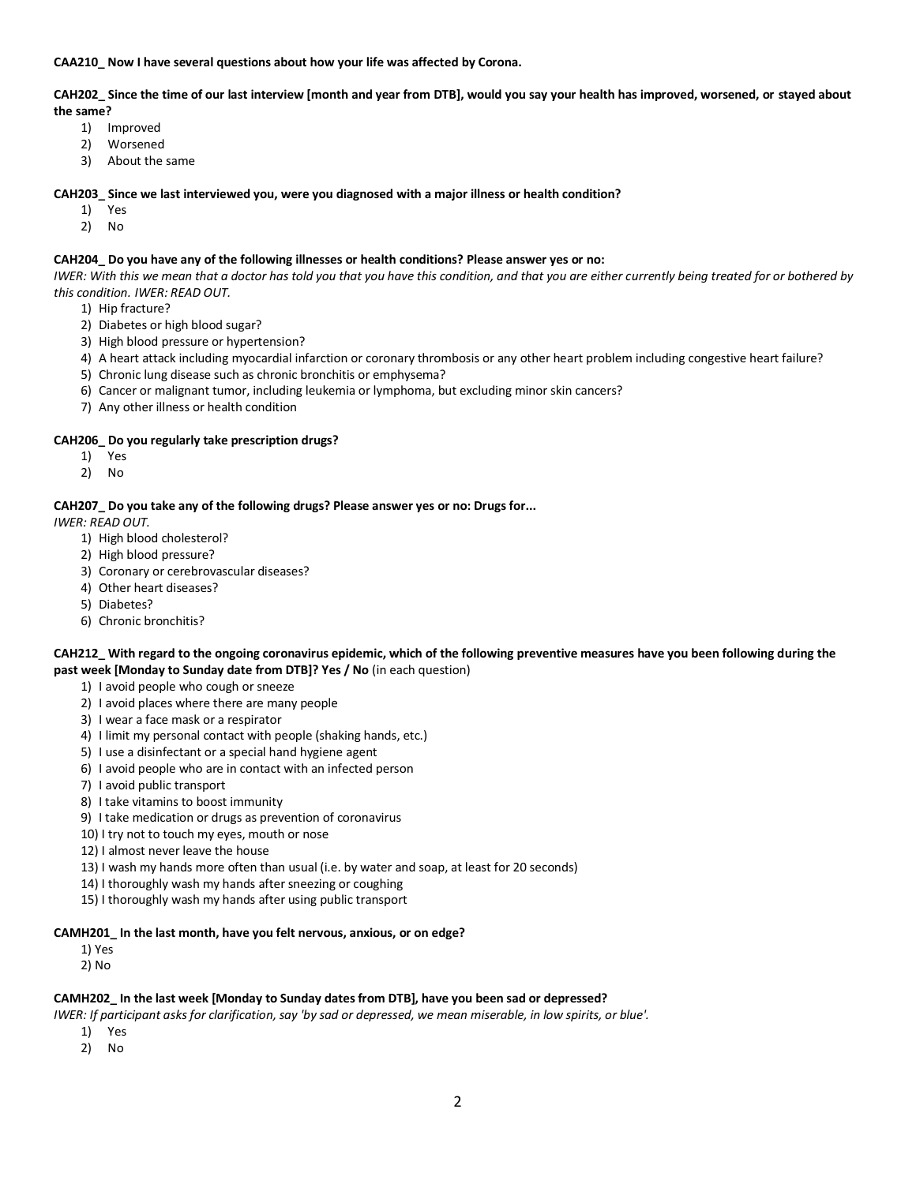**CAA210_ Now I have several questions about how your life was affected by Corona.**

**CAH202_ Since the time of our last interview [month and year from DTB], would you say your health has improved, worsened, or stayed about the same?**

1) Improved
2) Worsened
3) About the same

**CAH203_ Since we last interviewed you, were you diagnosed with a major illness or health condition?**

1) Yes
2) No

**CAH204_ Do you have any of the following illnesses or health conditions? Please answer yes or no:**

*IWER: With this we mean that a doctor has told you that you have this condition, and that you are either currently being treated for or bothered by this condition. IWER: READ OUT.*

1) Hip fracture?
2) Diabetes or high blood sugar?
3) High blood pressure or hypertension?
4) A heart attack including myocardial infarction or coronary thrombosis or any other heart problem including congestive heart failure?
5) Chronic lung disease such as chronic bronchitis or emphysema?
6) Cancer or malignant tumor, including leukemia or lymphoma, but excluding minor skin cancers?
7) Any other illness or health condition

**CAH206_ Do you regularly take prescription drugs?**

1) Yes
2) No

**CAH207_ Do you take any of the following drugs? Please answer yes or no: Drugs for...**

*IWER: READ OUT.*

1) High blood cholesterol?
2) High blood pressure?
3) Coronary or cerebrovascular diseases?
4) Other heart diseases?
5) Diabetes?
6) Chronic bronchitis?

**CAH212_ With regard to the ongoing coronavirus epidemic, which of the following preventive measures have you been following during the past week [Monday to Sunday date from DTB]? Yes / No** (in each question)

1) I avoid people who cough or sneeze
2) I avoid places where there are many people
3) I wear a face mask or a respirator
4) I limit my personal contact with people (shaking hands, etc.)
5) I use a disinfectant or a special hand hygiene agent
6) I avoid people who are in contact with an infected person
7) I avoid public transport
8) I take vitamins to boost immunity
9) I take medication or drugs as prevention of coronavirus
10) I try not to touch my eyes, mouth or nose

12) I almost never leave the house
13) I wash my hands more often than usual (i.e. by water and soap, at least for 20 seconds)
14) I thoroughly wash my hands after sneezing or coughing
15) I thoroughly wash my hands after using public transport

**CAMH201_ In the last month, have you felt nervous, anxious, or on edge?**

1) Yes
2) No

**CAMH202_ In the last week [Monday to Sunday dates from DTB], have you been sad or depressed?**

*IWER: If participant asks for clarification, say 'by sad or depressed, we mean miserable, in low spirits, or blue'.*

1) Yes
2) No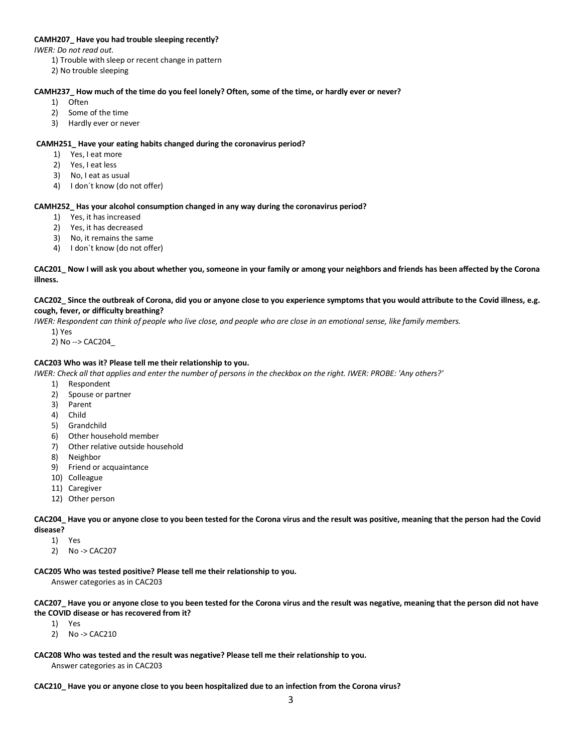**CAMH207_ Have you had trouble sleeping recently?**

*IWER: Do not read out.*

1) Trouble with sleep or recent change in pattern
2) No trouble sleeping

**CAMH237_ How much of the time do you feel lonely? Often, some of the time, or hardly ever or never?**

1) Often
2) Some of the time
3) Hardly ever or never

**CAMH251_ Have your eating habits changed during the coronavirus period?**

1) Yes, I eat more
2) Yes, I eat less
3) No, I eat as usual
4) I don´t know (do not offer)

**CAMH252_ Has your alcohol consumption changed in any way during the coronavirus period?**

1) Yes, it has increased
2) Yes, it has decreased
3) No, it remains the same
4) I don´t know (do not offer)

**CAC201_ Now I will ask you about whether you, someone in your family or among your neighbors and friends has been affected by the Corona illness.**

**CAC202_ Since the outbreak of Corona, did you or anyone close to you experience symptoms that you would attribute to the Covid illness, e.g. cough, fever, or difficulty breathing?**

*IWER: Respondent can think of people who live close, and people who are close in an emotional sense, like family members.*

1) Yes
2) No --> CAC204_

**CAC203 Who was it? Please tell me their relationship to you.**

*IWER: Check all that applies and enter the number of persons in the checkbox on the right. IWER: PROBE: 'Any others?'*

1) Respondent
2) Spouse or partner
3) Parent
4) Child
5) Grandchild
6) Other household member
7) Other relative outside household
8) Neighbor
9) Friend or acquaintance
10) Colleague
11) Caregiver
12) Other person

**CAC204_ Have you or anyone close to you been tested for the Corona virus and the result was positive, meaning that the person had the Covid disease?**

1) Yes
2) No -> CAC207

**CAC205 Who was tested positive? Please tell me their relationship to you.**

Answer categories as in CAC203

**CAC207_ Have you or anyone close to you been tested for the Corona virus and the result was negative, meaning that the person did not have the COVID disease or has recovered from it?**

1) Yes
2) No -> CAC210

**CAC208 Who was tested and the result was negative? Please tell me their relationship to you.**

Answer categories as in CAC203

**CAC210_ Have you or anyone close to you been hospitalized due to an infection from the Corona virus?**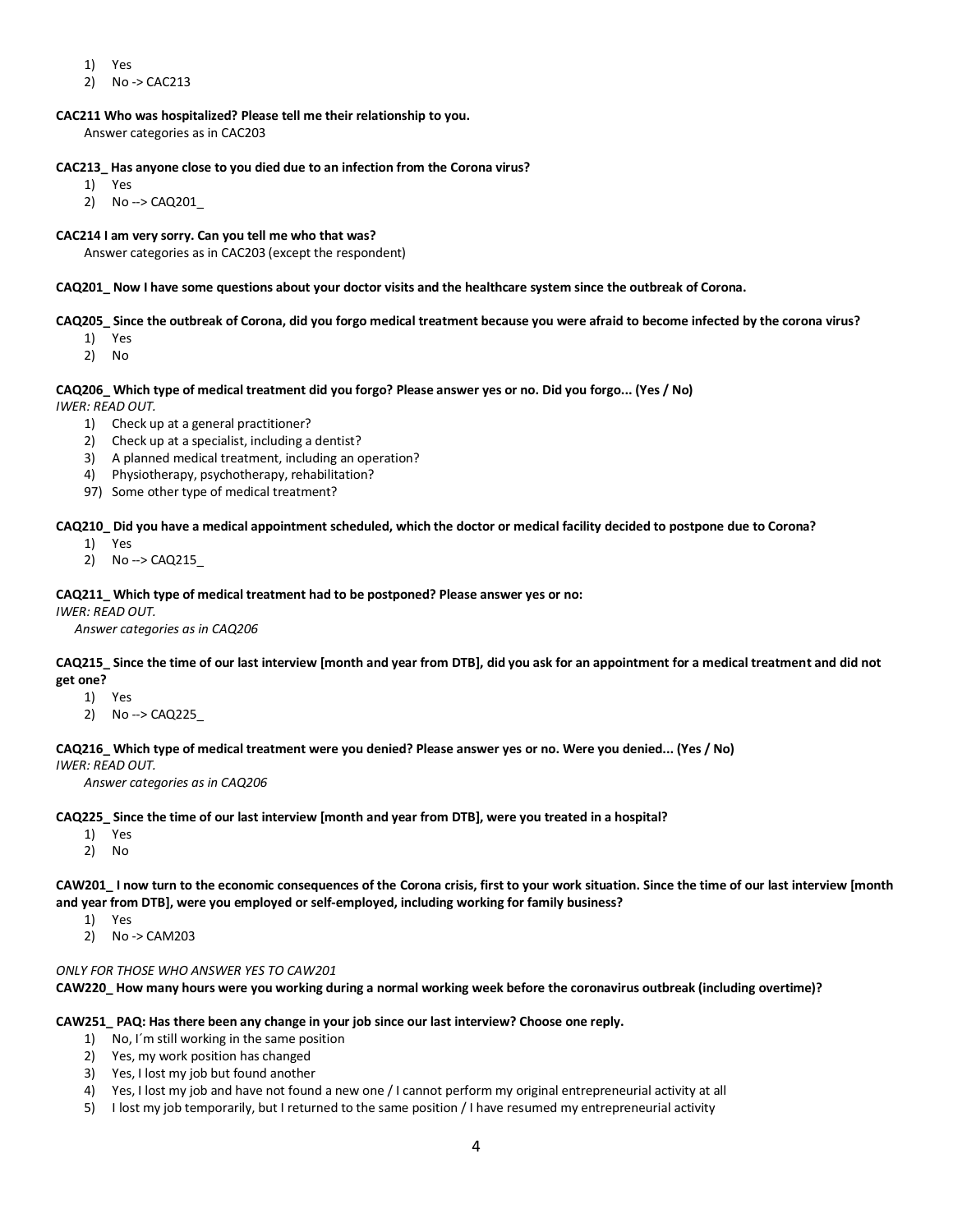1) Yes
2) No -> CAC213

**CAC211 Who was hospitalized? Please tell me their relationship to you.**

Answer categories as in CAC203

**CAC213_ Has anyone close to you died due to an infection from the Corona virus?**

1) Yes
2) No --> CAQ201_

**CAC214 I am very sorry. Can you tell me who that was?**

Answer categories as in CAC203 (except the respondent)

**CAQ201_ Now I have some questions about your doctor visits and the healthcare system since the outbreak of Corona.**

**CAQ205_ Since the outbreak of Corona, did you forgo medical treatment because you were afraid to become infected by the corona virus?**

1) Yes
2) No

**CAQ206_ Which type of medical treatment did you forgo? Please answer yes or no. Did you forgo... (Yes / No)**

*IWER: READ OUT.*

1) Check up at a general practitioner?
2) Check up at a specialist, including a dentist?
3) A planned medical treatment, including an operation?
4) Physiotherapy, psychotherapy, rehabilitation?
97) Some other type of medical treatment?

**CAQ210_ Did you have a medical appointment scheduled, which the doctor or medical facility decided to postpone due to Corona?**

1) Yes
2) No --> CAQ215_

**CAQ211_ Which type of medical treatment had to be postponed? Please answer yes or no:**

*IWER: READ OUT.*

*Answer categories as in CAQ206*

**CAQ215_ Since the time of our last interview [month and year from DTB], did you ask for an appointment for a medical treatment and did not get one?**

1) Yes
2) No --> CAQ225_

**CAQ216_ Which type of medical treatment were you denied? Please answer yes or no. Were you denied... (Yes / No)**

*IWER: READ OUT.*

*Answer categories as in CAQ206*

**CAQ225_ Since the time of our last interview [month and year from DTB], were you treated in a hospital?**

1) Yes
2) No

**CAW201_ I now turn to the economic consequences of the Corona crisis, first to your work situation. Since the time of our last interview [month and year from DTB], were you employed or self-employed, including working for family business?**

1) Yes
2) No -> CAM203

*ONLY FOR THOSE WHO ANSWER YES TO CAW201*

**CAW220_ How many hours were you working during a normal working week before the coronavirus outbreak (including overtime)?**

**CAW251_ PAQ: Has there been any change in your job since our last interview? Choose one reply.**

1) No, I´m still working in the same position
2) Yes, my work position has changed
3) Yes, I lost my job but found another
4) Yes, I lost my job and have not found a new one / I cannot perform my original entrepreneurial activity at all
5) I lost my job temporarily, but I returned to the same position / I have resumed my entrepreneurial activity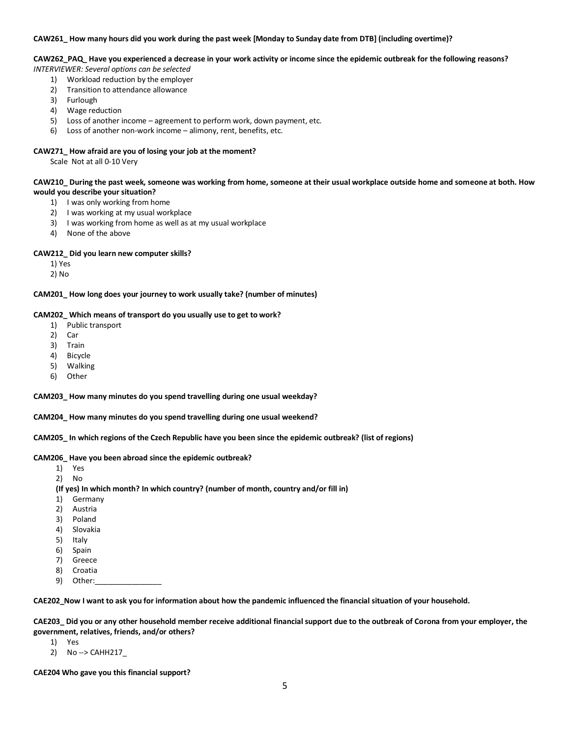**CAW261_ How many hours did you work during the past week [Monday to Sunday date from DTB] (including overtime)?**

**CAW262_PAQ_ Have you experienced a decrease in your work activity or income since the epidemic outbreak for the following reasons?**
*INTERVIEWER: Several options can be selected*

1) Workload reduction by the employer
2) Transition to attendance allowance
3) Furlough
4) Wage reduction
5) Loss of another income – agreement to perform work, down payment, etc.
6) Loss of another non-work income – alimony, rent, benefits, etc.

**CAW271_ How afraid are you of losing your job at the moment?**

Scale Not at all 0-10 Very

**CAW210_ During the past week, someone was working from home, someone at their usual workplace outside home and someone at both. How would you describe your situation?**

1) I was only working from home
2) I was working at my usual workplace
3) I was working from home as well as at my usual workplace
4) None of the above

**CAW212_ Did you learn new computer skills?**

1) Yes
2) No

**CAM201_ How long does your journey to work usually take? (number of minutes)**

**CAM202_ Which means of transport do you usually use to get to work?**

1) Public transport
2) Car
3) Train
4) Bicycle
5) Walking
6) Other

**CAM203_ How many minutes do you spend travelling during one usual weekday?**

**CAM204_ How many minutes do you spend travelling during one usual weekend?**

**CAM205_ In which regions of the Czech Republic have you been since the epidemic outbreak? (list of regions)**

**CAM206_ Have you been abroad since the epidemic outbreak?**

1) Yes
2) No

**(If yes) In which month? In which country? (number of month, country and/or fill in)**

1) Germany
2) Austria
3) Poland
4) Slovakia
5) Italy
6) Spain
7) Greece
8) Croatia
9) Other:________________

**CAE202_Now I want to ask you for information about how the pandemic influenced the financial situation of your household.**

**CAE203_ Did you or any other household member receive additional financial support due to the outbreak of Corona from your employer, the government, relatives, friends, and/or others?**

1) Yes
2) No --> CAHH217_

**CAE204 Who gave you this financial support?**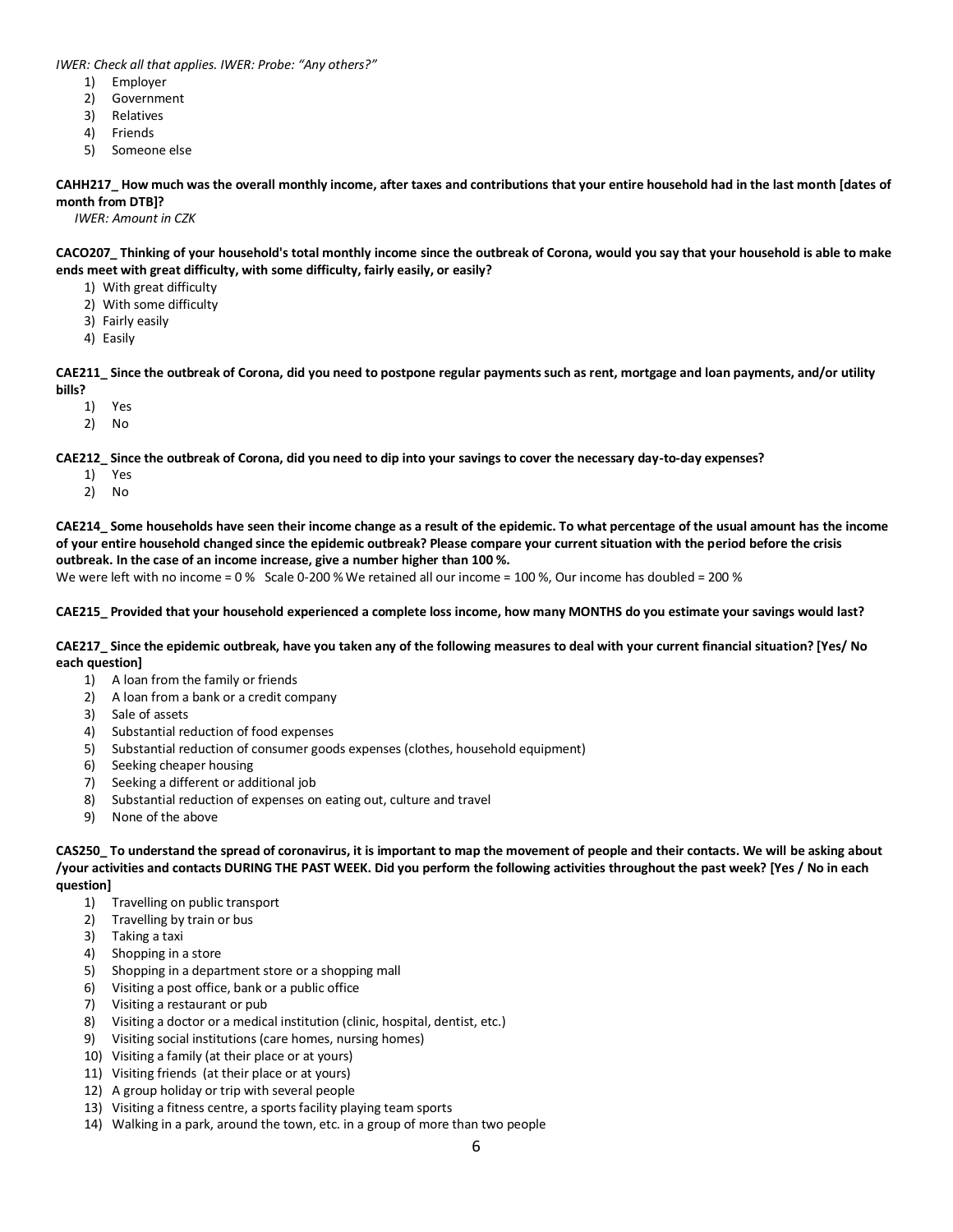*IWER: Check all that applies. IWER: Probe: "Any others?"*

1) Employer
2) Government
3) Relatives
4) Friends
5) Someone else

**CAHH217_ How much was the overall monthly income, after taxes and contributions that your entire household had in the last month [dates of month from DTB]?**

*IWER: Amount in CZK*

**CACO207_ Thinking of your household's total monthly income since the outbreak of Corona, would you say that your household is able to make ends meet with great difficulty, with some difficulty, fairly easily, or easily?**

1) With great difficulty
2) With some difficulty
3) Fairly easily
4) Easily

**CAE211_ Since the outbreak of Corona, did you need to postpone regular payments such as rent, mortgage and loan payments, and/or utility bills?**

1) Yes
2) No

**CAE212_ Since the outbreak of Corona, did you need to dip into your savings to cover the necessary day-to-day expenses?**

1) Yes
2) No

**CAE214_ Some households have seen their income change as a result of the epidemic. To what percentage of the usual amount has the income of your entire household changed since the epidemic outbreak? Please compare your current situation with the period before the crisis outbreak. In the case of an income increase, give a number higher than 100 %.**

We were left with no income = 0 %   Scale 0-200 % We retained all our income = 100 %, Our income has doubled = 200 %

**CAE215_ Provided that your household experienced a complete loss income, how many MONTHS do you estimate your savings would last?**

**CAE217_ Since the epidemic outbreak, have you taken any of the following measures to deal with your current financial situation? [Yes/ No each question]**

1) A loan from the family or friends
2) A loan from a bank or a credit company
3) Sale of assets
4) Substantial reduction of food expenses
5) Substantial reduction of consumer goods expenses (clothes, household equipment)
6) Seeking cheaper housing
7) Seeking a different or additional job
8) Substantial reduction of expenses on eating out, culture and travel
9) None of the above

**CAS250_ To understand the spread of coronavirus, it is important to map the movement of people and their contacts. We will be asking about /your activities and contacts DURING THE PAST WEEK. Did you perform the following activities throughout the past week? [Yes / No in each question]**

1) Travelling on public transport
2) Travelling by train or bus
3) Taking a taxi
4) Shopping in a store
5) Shopping in a department store or a shopping mall
6) Visiting a post office, bank or a public office
7) Visiting a restaurant or pub
8) Visiting a doctor or a medical institution (clinic, hospital, dentist, etc.)
9) Visiting social institutions (care homes, nursing homes)
10) Visiting a family (at their place or at yours)
11) Visiting friends (at their place or at yours)
12) A group holiday or trip with several people
13) Visiting a fitness centre, a sports facility playing team sports
14) Walking in a park, around the town, etc. in a group of more than two people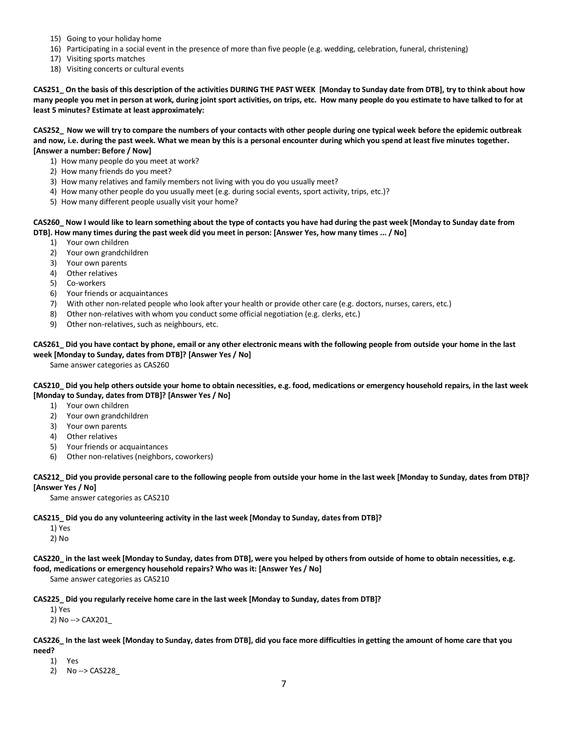15) Going to your holiday home
16) Participating in a social event in the presence of more than five people (e.g. wedding, celebration, funeral, christening)
17) Visiting sports matches
18) Visiting concerts or cultural events

**CAS251_ On the basis of this description of the activities DURING THE PAST WEEK [Monday to Sunday date from DTB], try to think about how many people you met in person at work, during joint sport activities, on trips, etc. How many people do you estimate to have talked to for at least 5 minutes? Estimate at least approximately:**

**CAS252_ Now we will try to compare the numbers of your contacts with other people during one typical week before the epidemic outbreak and now, i.e. during the past week. What we mean by this is a personal encounter during which you spend at least five minutes together. [Answer a number: Before / Now]**

1) How many people do you meet at work?
2) How many friends do you meet?
3) How many relatives and family members not living with you do you usually meet?
4) How many other people do you usually meet (e.g. during social events, sport activity, trips, etc.)?
5) How many different people usually visit your home?

**CAS260_ Now I would like to learn something about the type of contacts you have had during the past week [Monday to Sunday date from DTB]. How many times during the past week did you meet in person: [Answer Yes, how many times ... / No]**

1) Your own children
2) Your own grandchildren
3) Your own parents
4) Other relatives
5) Co-workers
6) Your friends or acquaintances
7) With other non-related people who look after your health or provide other care (e.g. doctors, nurses, carers, etc.)
8) Other non-relatives with whom you conduct some official negotiation (e.g. clerks, etc.)
9) Other non-relatives, such as neighbours, etc.

**CAS261_ Did you have contact by phone, email or any other electronic means with the following people from outside your home in the last week [Monday to Sunday, dates from DTB]? [Answer Yes / No]**

Same answer categories as CAS260

**CAS210_ Did you help others outside your home to obtain necessities, e.g. food, medications or emergency household repairs, in the last week [Monday to Sunday, dates from DTB]? [Answer Yes / No]**

1) Your own children
2) Your own grandchildren
3) Your own parents
4) Other relatives
5) Your friends or acquaintances
6) Other non-relatives (neighbors, coworkers)

**CAS212_ Did you provide personal care to the following people from outside your home in the last week [Monday to Sunday, dates from DTB]? [Answer Yes / No]**

Same answer categories as CAS210

**CAS215_ Did you do any volunteering activity in the last week [Monday to Sunday, dates from DTB]?**

1) Yes
2) No

**CAS220_ in the last week [Monday to Sunday, dates from DTB], were you helped by others from outside of home to obtain necessities, e.g. food, medications or emergency household repairs? Who was it: [Answer Yes / No]**

Same answer categories as CAS210

**CAS225_ Did you regularly receive home care in the last week [Monday to Sunday, dates from DTB]?**

1) Yes
2) No --> CAX201_

**CAS226_ In the last week [Monday to Sunday, dates from DTB], did you face more difficulties in getting the amount of home care that you need?**

1) Yes
2) No --> CAS228_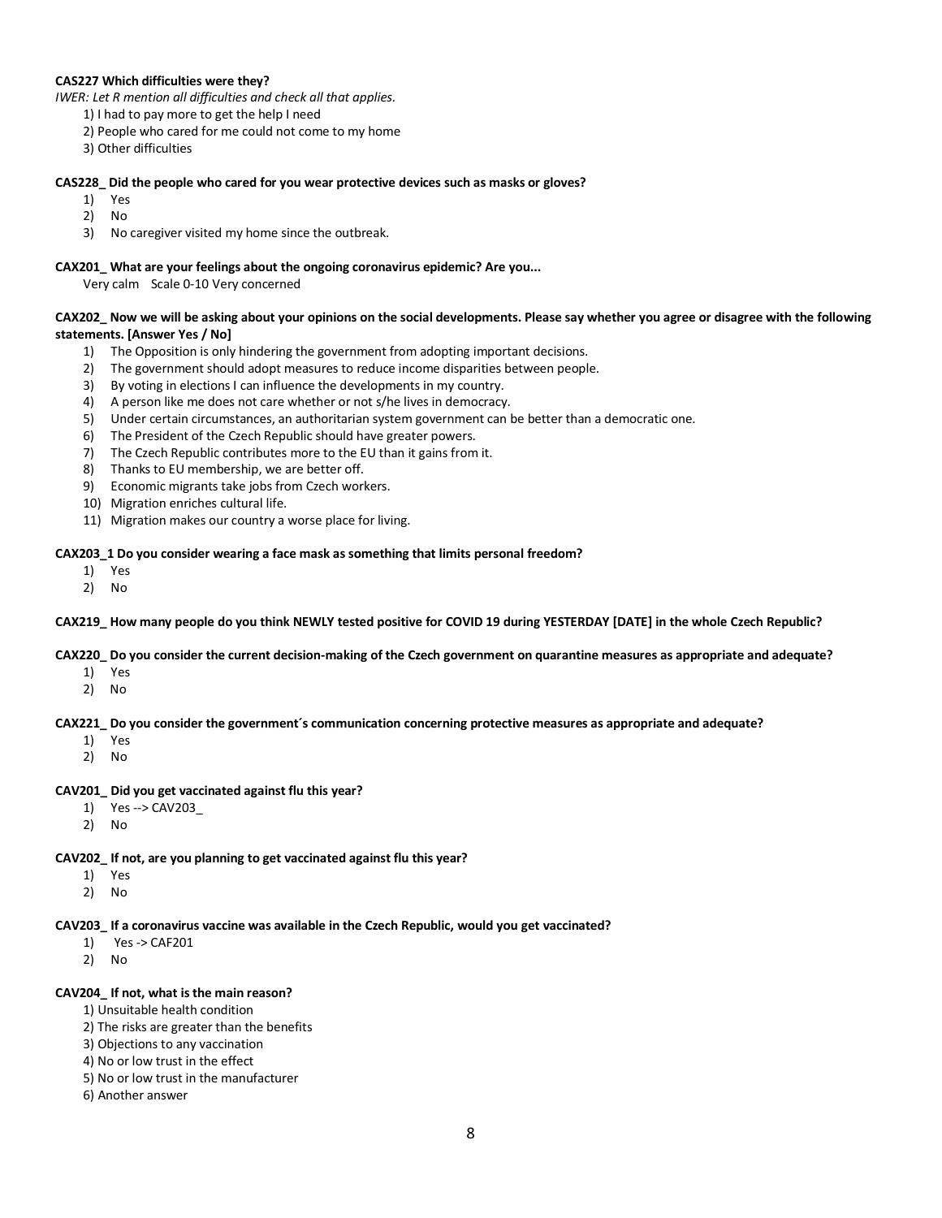**CAS227 Which difficulties were they?**

*IWER: Let R mention all difficulties and check all that applies.*

1) I had to pay more to get the help I need
2) People who cared for me could not come to my home
3) Other difficulties

**CAS228_ Did the people who cared for you wear protective devices such as masks or gloves?**

1) Yes
2) No
3) No caregiver visited my home since the outbreak.

**CAX201_ What are your feelings about the ongoing coronavirus epidemic? Are you...**

Very calm Scale 0-10 Very concerned

**CAX202_ Now we will be asking about your opinions on the social developments. Please say whether you agree or disagree with the following statements. [Answer Yes / No]**

1) The Opposition is only hindering the government from adopting important decisions.
2) The government should adopt measures to reduce income disparities between people.
3) By voting in elections I can influence the developments in my country.
4) A person like me does not care whether or not s/he lives in democracy.
5) Under certain circumstances, an authoritarian system government can be better than a democratic one.
6) The President of the Czech Republic should have greater powers.
7) The Czech Republic contributes more to the EU than it gains from it.
8) Thanks to EU membership, we are better off.
9) Economic migrants take jobs from Czech workers.
10) Migration enriches cultural life.
11) Migration makes our country a worse place for living.

**CAX203_1 Do you consider wearing a face mask as something that limits personal freedom?**

1) Yes
2) No

**CAX219_ How many people do you think NEWLY tested positive for COVID 19 during YESTERDAY [DATE] in the whole Czech Republic?**

**CAX220_ Do you consider the current decision-making of the Czech government on quarantine measures as appropriate and adequate?**

1) Yes
2) No

**CAX221_ Do you consider the government´s communication concerning protective measures as appropriate and adequate?**

1) Yes
2) No

**CAV201_ Did you get vaccinated against flu this year?**

1) Yes --> CAV203_
2) No

**CAV202_ If not, are you planning to get vaccinated against flu this year?**

1) Yes
2) No

**CAV203_ If a coronavirus vaccine was available in the Czech Republic, would you get vaccinated?**

1) Yes -> CAF201
2) No

**CAV204_ If not, what is the main reason?**

1) Unsuitable health condition
2) The risks are greater than the benefits
3) Objections to any vaccination
4) No or low trust in the effect
5) No or low trust in the manufacturer
6) Another answer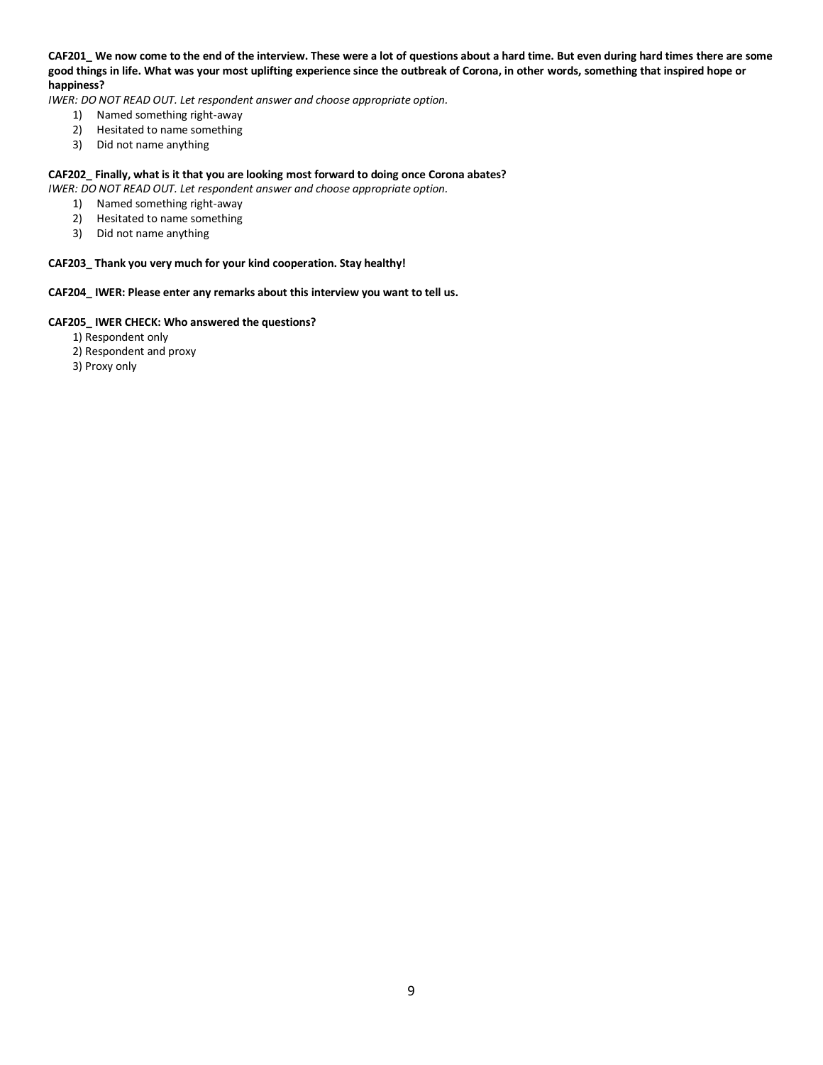**CAF201_ We now come to the end of the interview. These were a lot of questions about a hard time. But even during hard times there are some good things in life. What was your most uplifting experience since the outbreak of Corona, in other words, something that inspired hope or happiness?**

*IWER: DO NOT READ OUT. Let respondent answer and choose appropriate option.*

1) Named something right-away
2) Hesitated to name something
3) Did not name anything

**CAF202_ Finally, what is it that you are looking most forward to doing once Corona abates?**

*IWER: DO NOT READ OUT. Let respondent answer and choose appropriate option.*

1) Named something right-away
2) Hesitated to name something
3) Did not name anything

**CAF203_ Thank you very much for your kind cooperation. Stay healthy!**

**CAF204_ IWER: Please enter any remarks about this interview you want to tell us.**

**CAF205_ IWER CHECK: Who answered the questions?**

1) Respondent only
2) Respondent and proxy
3) Proxy only